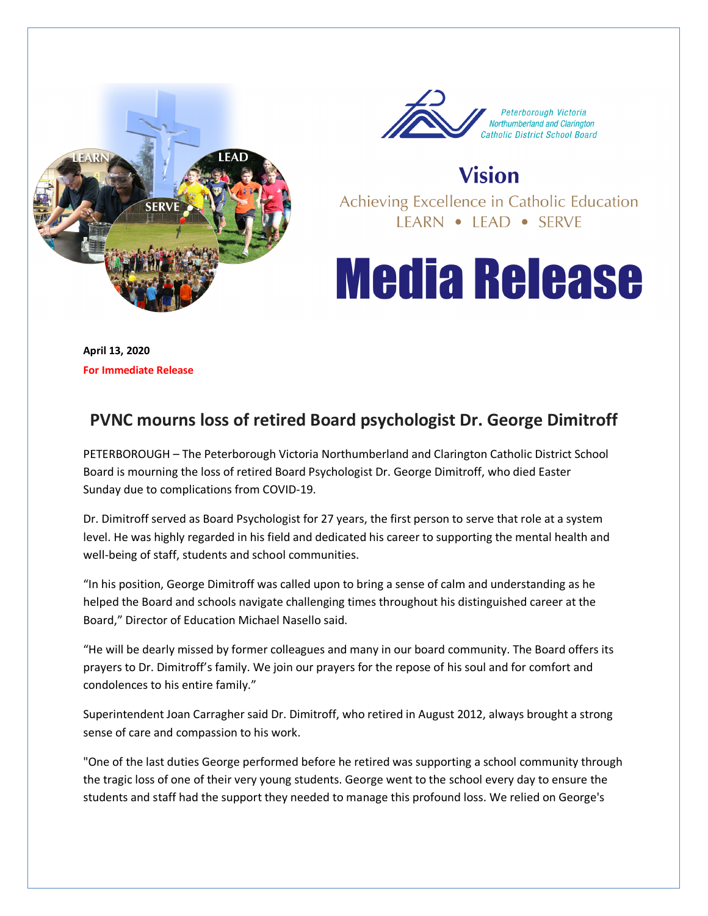Peterborough Victoria Northumberland and Clarington Catholic District School Board

**Vision**

Achieving Excellence in Catholic Education
LEARN • LEAD • SERVE

# Media Release

**April 13, 2020**
**For Immediate Release**

## PVNC mourns loss of retired Board psychologist Dr. George Dimitroff

PETERBOROUGH – The Peterborough Victoria Northumberland and Clarington Catholic District School Board is mourning the loss of retired Board Psychologist Dr. George Dimitroff, who died Easter Sunday due to complications from COVID-19.

Dr. Dimitroff served as Board Psychologist for 27 years, the first person to serve that role at a system level. He was highly regarded in his field and dedicated his career to supporting the mental health and well-being of staff, students and school communities.

"In his position, George Dimitroff was called upon to bring a sense of calm and understanding as he helped the Board and schools navigate challenging times throughout his distinguished career at the Board," Director of Education Michael Nasello said.

"He will be dearly missed by former colleagues and many in our board community. The Board offers its prayers to Dr. Dimitroff's family. We join our prayers for the repose of his soul and for comfort and condolences to his entire family."

Superintendent Joan Carragher said Dr. Dimitroff, who retired in August 2012, always brought a strong sense of care and compassion to his work.

"One of the last duties George performed before he retired was supporting a school community through the tragic loss of one of their very young students. George went to the school every day to ensure the students and staff had the support they needed to manage this profound loss. We relied on George's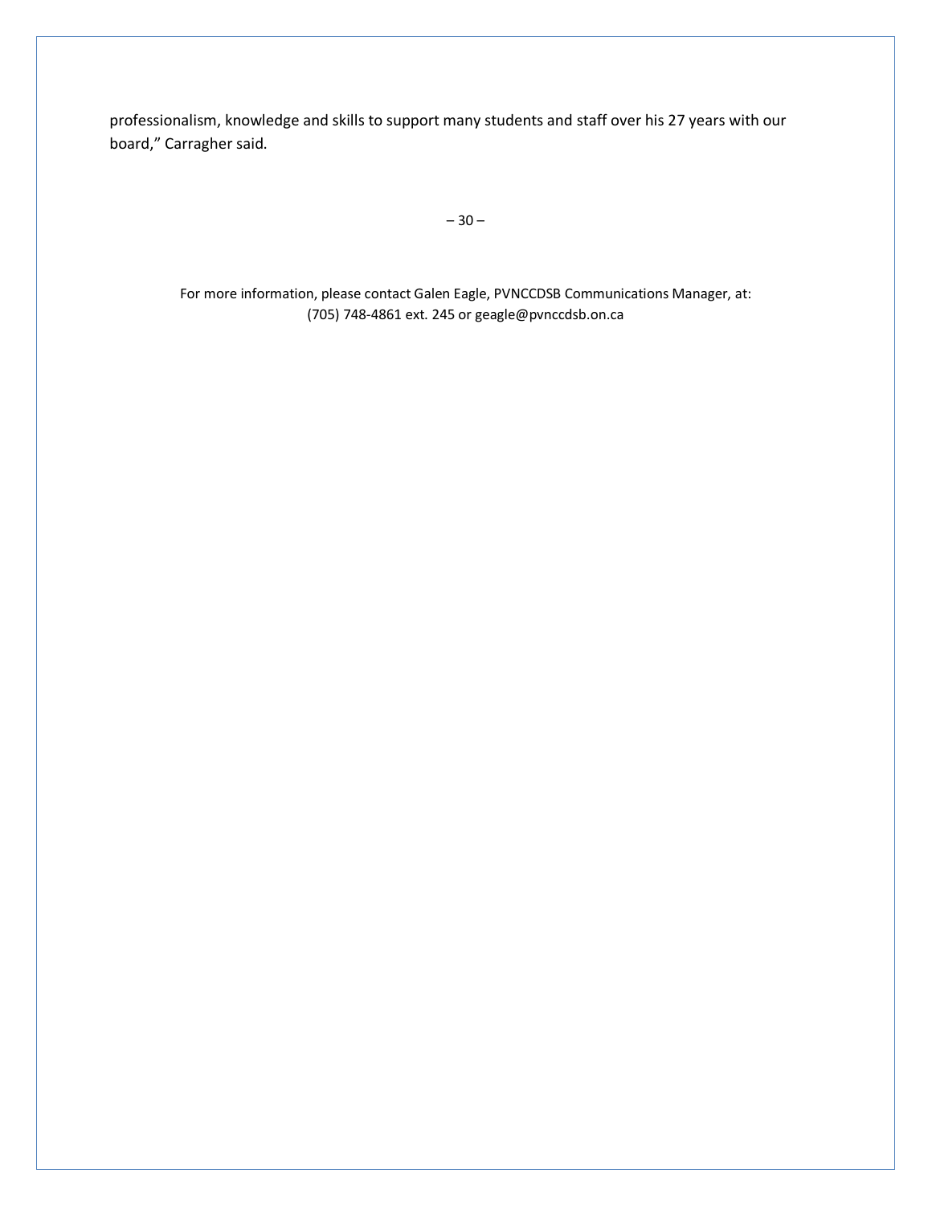professionalism, knowledge and skills to support many students and staff over his 27 years with our board," Carragher said.

– 30 –

For more information, please contact Galen Eagle, PVNCCDSB Communications Manager, at: (705) 748-4861 ext. 245 or geagle@pvnccdsb.on.ca